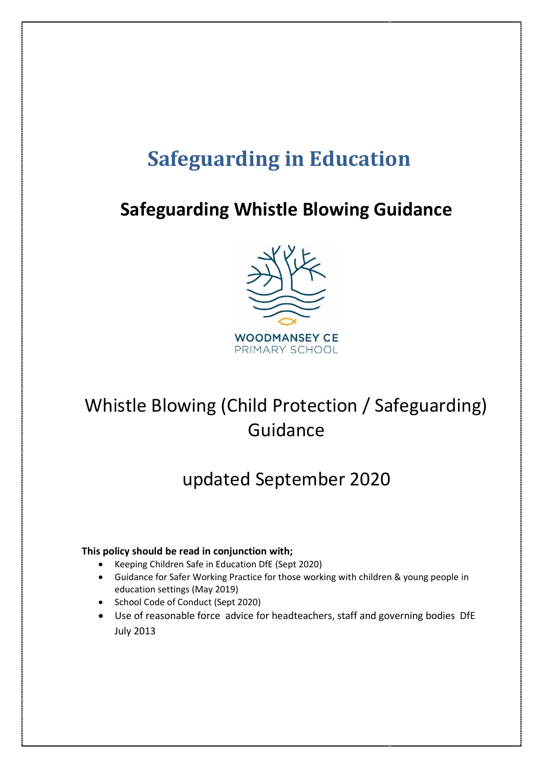# Safeguarding in Education

## Safeguarding Whistle Blowing Guidance

WOODMANSEY CE
PRIMARY SCHOOL

Whistle Blowing (Child Protection / Safeguarding) Guidance

updated September 2020

**This policy should be read in conjunction with;**

- Keeping Children Safe in Education DfE (Sept 2020)
- Guidance for Safer Working Practice for those working with children & young people in education settings (May 2019)
- School Code of Conduct (Sept 2020)
- Use of reasonable force advice for headteachers, staff and governing bodies DfE July 2013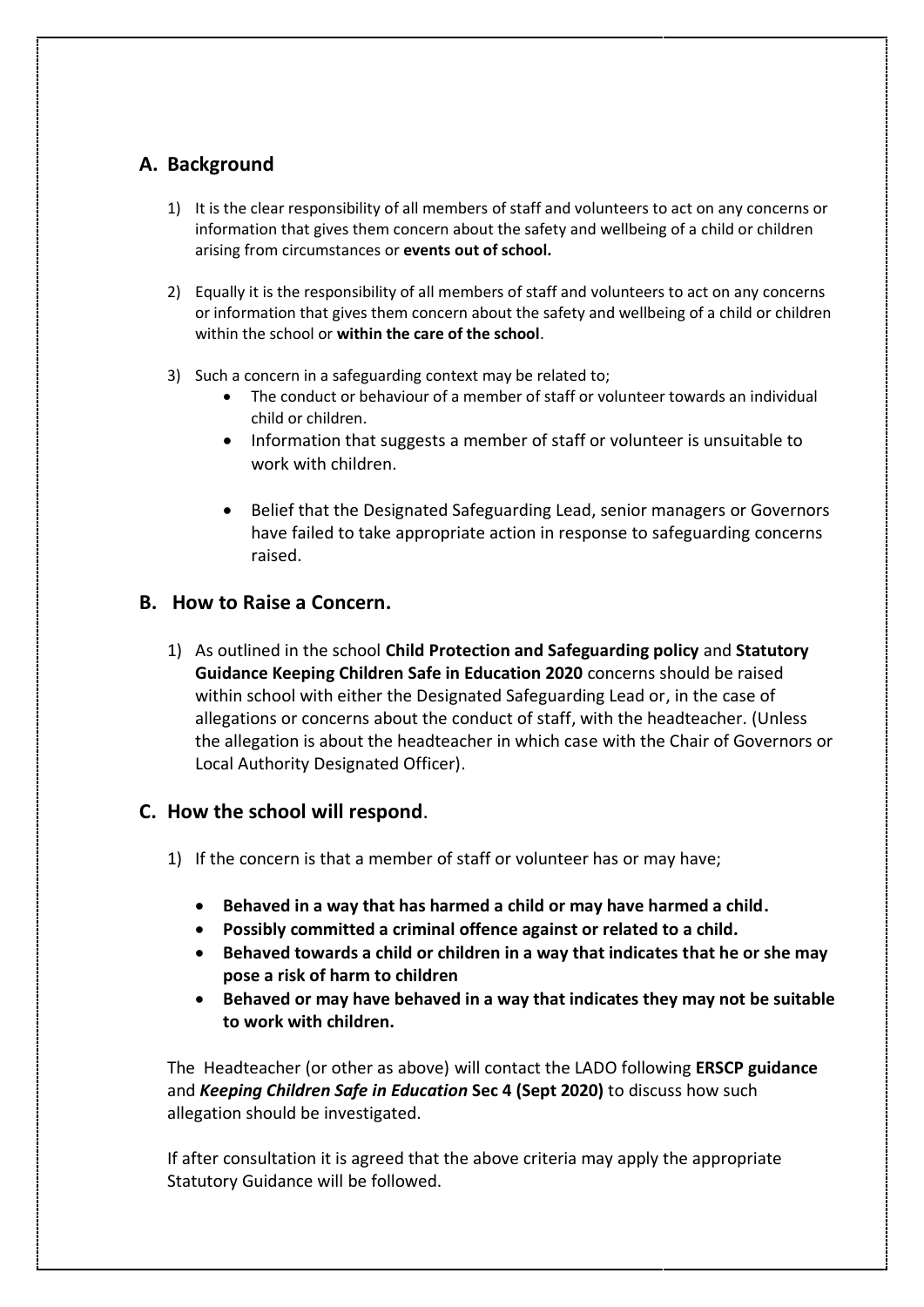## A. Background

1) It is the clear responsibility of all members of staff and volunteers to act on any concerns or information that gives them concern about the safety and wellbeing of a child or children arising from circumstances or **events out of school.**

2) Equally it is the responsibility of all members of staff and volunteers to act on any concerns or information that gives them concern about the safety and wellbeing of a child or children within the school or **within the care of the school**.

3) Such a concern in a safeguarding context may be related to;
   - The conduct or behaviour of a member of staff or volunteer towards an individual child or children.
   - Information that suggests a member of staff or volunteer is unsuitable to work with children.
   - Belief that the Designated Safeguarding Lead, senior managers or Governors have failed to take appropriate action in response to safeguarding concerns raised.

## B. How to Raise a Concern.

1) As outlined in the school **Child Protection and Safeguarding policy** and **Statutory Guidance Keeping Children Safe in Education 2020** concerns should be raised within school with either the Designated Safeguarding Lead or, in the case of allegations or concerns about the conduct of staff, with the headteacher. (Unless the allegation is about the headteacher in which case with the Chair of Governors or Local Authority Designated Officer).

## C. How the school will respond.

1) If the concern is that a member of staff or volunteer has or may have;

   - **Behaved in a way that has harmed a child or may have harmed a child.**
   - **Possibly committed a criminal offence against or related to a child.**
   - **Behaved towards a child or children in a way that indicates that he or she may pose a risk of harm to children**
   - **Behaved or may have behaved in a way that indicates they may not be suitable to work with children.**

   The Headteacher (or other as above) will contact the LADO following **ERSCP guidance** and ***Keeping Children Safe in Education*** **Sec 4 (Sept 2020)** to discuss how such allegation should be investigated.

   If after consultation it is agreed that the above criteria may apply the appropriate Statutory Guidance will be followed.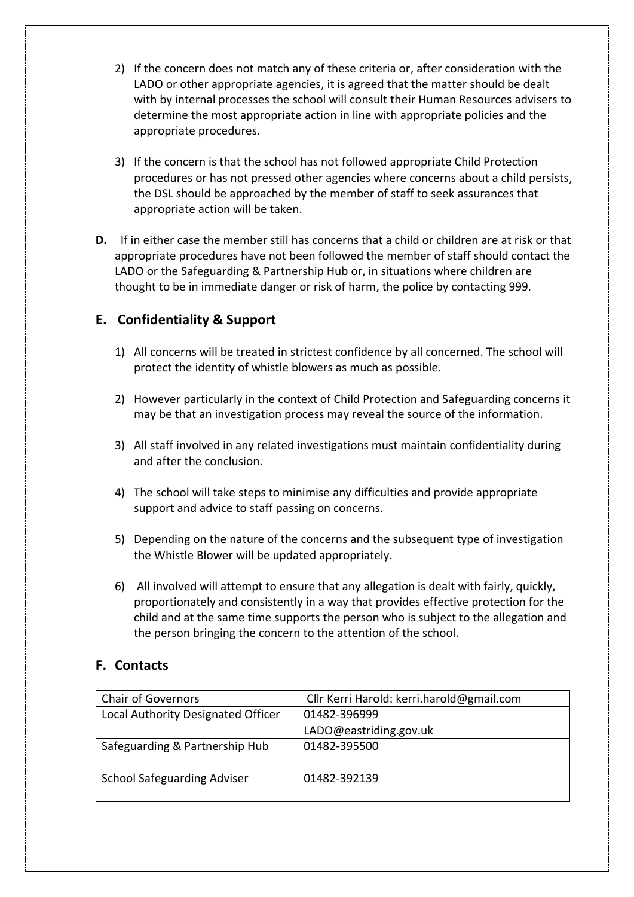2) If the concern does not match any of these criteria or, after consideration with the LADO or other appropriate agencies, it is agreed that the matter should be dealt with by internal processes the school will consult their Human Resources advisers to determine the most appropriate action in line with appropriate policies and the appropriate procedures.

3) If the concern is that the school has not followed appropriate Child Protection procedures or has not pressed other agencies where concerns about a child persists, the DSL should be approached by the member of staff to seek assurances that appropriate action will be taken.

**D.** If in either case the member still has concerns that a child or children are at risk or that appropriate procedures have not been followed the member of staff should contact the LADO or the Safeguarding & Partnership Hub or, in situations where children are thought to be in immediate danger or risk of harm, the police by contacting 999.

## E. Confidentiality & Support

1) All concerns will be treated in strictest confidence by all concerned. The school will protect the identity of whistle blowers as much as possible.

2) However particularly in the context of Child Protection and Safeguarding concerns it may be that an investigation process may reveal the source of the information.

3) All staff involved in any related investigations must maintain confidentiality during and after the conclusion.

4) The school will take steps to minimise any difficulties and provide appropriate support and advice to staff passing on concerns.

5) Depending on the nature of the concerns and the subsequent type of investigation the Whistle Blower will be updated appropriately.

6) All involved will attempt to ensure that any allegation is dealt with fairly, quickly, proportionately and consistently in a way that provides effective protection for the child and at the same time supports the person who is subject to the allegation and the person bringing the concern to the attention of the school.

## F. Contacts

| | |
|---|---|
| Chair of Governors | Cllr Kerri Harold: kerri.harold@gmail.com |
| Local Authority Designated Officer | 01482-396999<br>LADO@eastriding.gov.uk |
| Safeguarding & Partnership Hub | 01482-395500 |
| School Safeguarding Adviser | 01482-392139 |